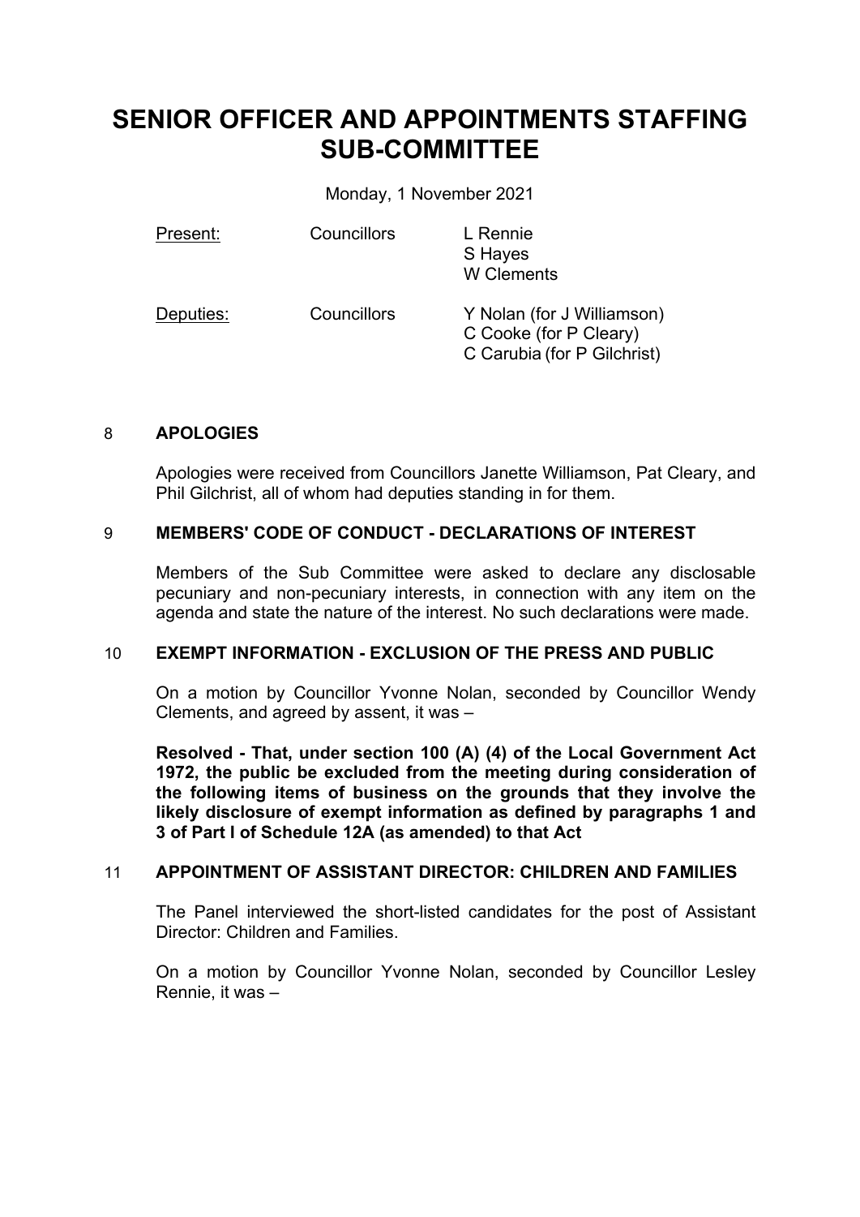# SENIOR OFFICER AND APPOINTMENTS STAFFING SUB-COMMITTEE

Monday, 1 November 2021

| | | |
|---|---|---|
| Present: | Councillors | L Rennie<br>S Hayes<br>W Clements |
| Deputies: | Councillors | Y Nolan (for J Williamson)<br>C Cooke (for P Cleary)<br>C Carubia (for P Gilchrist) |

## 8 APOLOGIES

Apologies were received from Councillors Janette Williamson, Pat Cleary, and Phil Gilchrist, all of whom had deputies standing in for them.

## 9 MEMBERS' CODE OF CONDUCT - DECLARATIONS OF INTEREST

Members of the Sub Committee were asked to declare any disclosable pecuniary and non-pecuniary interests, in connection with any item on the agenda and state the nature of the interest. No such declarations were made.

## 10 EXEMPT INFORMATION - EXCLUSION OF THE PRESS AND PUBLIC

On a motion by Councillor Yvonne Nolan, seconded by Councillor Wendy Clements, and agreed by assent, it was –

**Resolved - That, under section 100 (A) (4) of the Local Government Act 1972, the public be excluded from the meeting during consideration of the following items of business on the grounds that they involve the likely disclosure of exempt information as defined by paragraphs 1 and 3 of Part I of Schedule 12A (as amended) to that Act**

## 11 APPOINTMENT OF ASSISTANT DIRECTOR: CHILDREN AND FAMILIES

The Panel interviewed the short-listed candidates for the post of Assistant Director: Children and Families.

On a motion by Councillor Yvonne Nolan, seconded by Councillor Lesley Rennie, it was –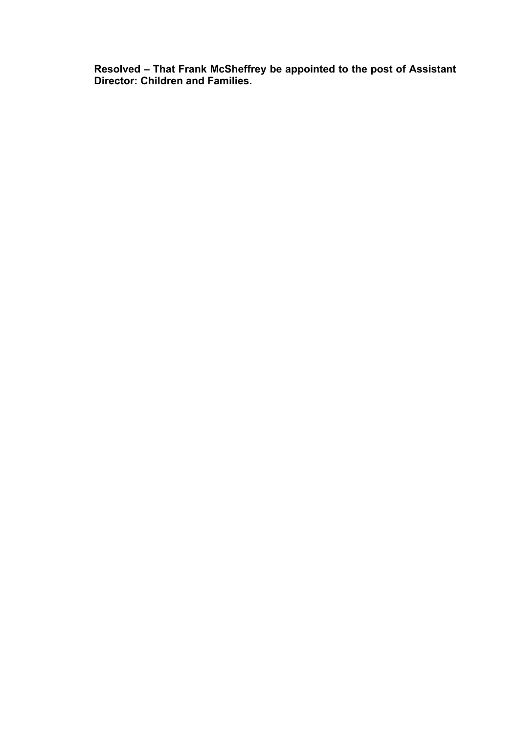**Resolved – That Frank McSheffrey be appointed to the post of Assistant Director: Children and Families.**